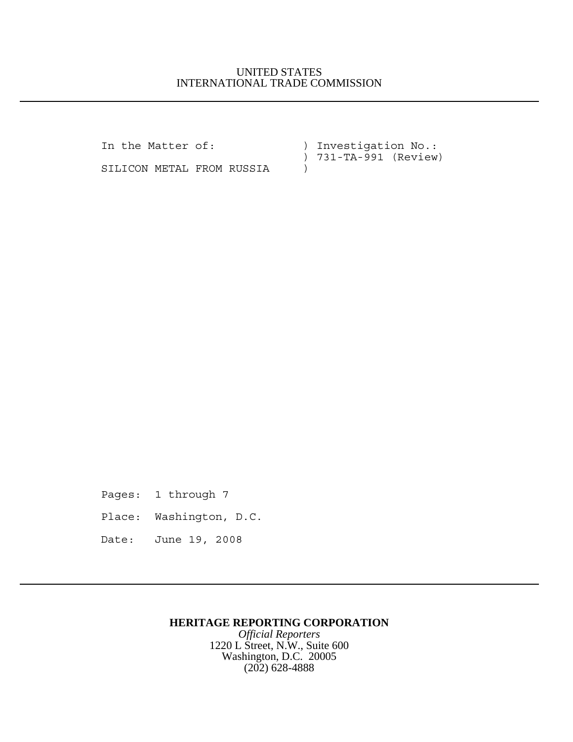UNITED STATES
INTERNATIONAL TRADE COMMISSION

---

```
In the Matter of:              ) Investigation No.:
                               ) 731-TA-991 (Review)
SILICON METAL FROM RUSSIA      )
```

Pages: 1 through 7

Place: Washington, D.C.

Date: June 19, 2008

---

**HERITAGE REPORTING CORPORATION**
*Official Reporters*
1220 L Street, N.W., Suite 600
Washington, D.C. 20005
(202) 628-4888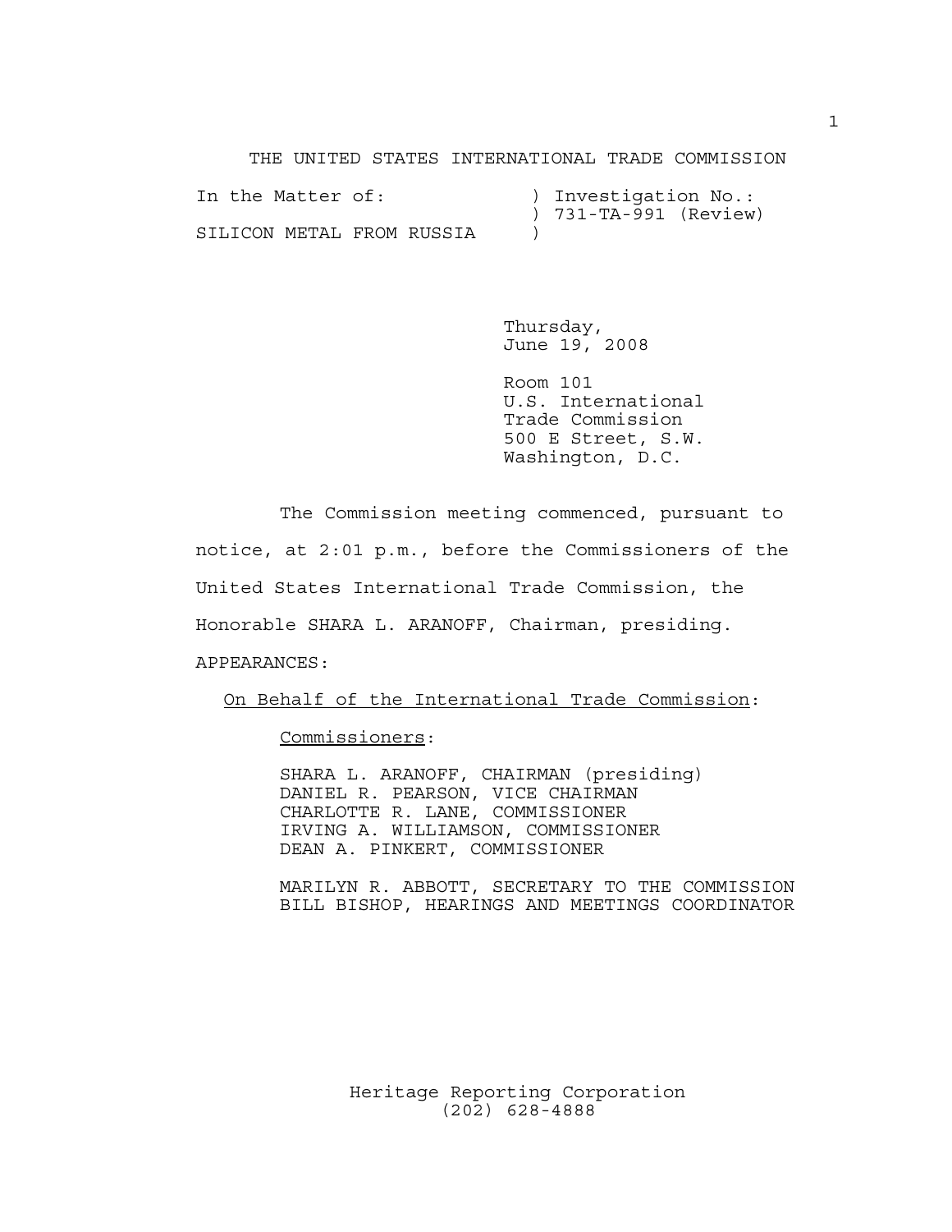THE UNITED STATES INTERNATIONAL TRADE COMMISSION

```
In the Matter of:              ) Investigation No.:
                               ) 731-TA-991 (Review)
SILICON METAL FROM RUSSIA      )
```

Thursday,
June 19, 2008

Room 101
U.S. International
Trade Commission
500 E Street, S.W.
Washington, D.C.

The Commission meeting commenced, pursuant to notice, at 2:01 p.m., before the Commissioners of the United States International Trade Commission, the Honorable SHARA L. ARANOFF, Chairman, presiding.

APPEARANCES:

<u>On Behalf of the International Trade Commission</u>:

<u>Commissioners</u>:

SHARA L. ARANOFF, CHAIRMAN (presiding)
DANIEL R. PEARSON, VICE CHAIRMAN
CHARLOTTE R. LANE, COMMISSIONER
IRVING A. WILLIAMSON, COMMISSIONER
DEAN A. PINKERT, COMMISSIONER

MARILYN R. ABBOTT, SECRETARY TO THE COMMISSION
BILL BISHOP, HEARINGS AND MEETINGS COORDINATOR

Heritage Reporting Corporation
(202) 628-4888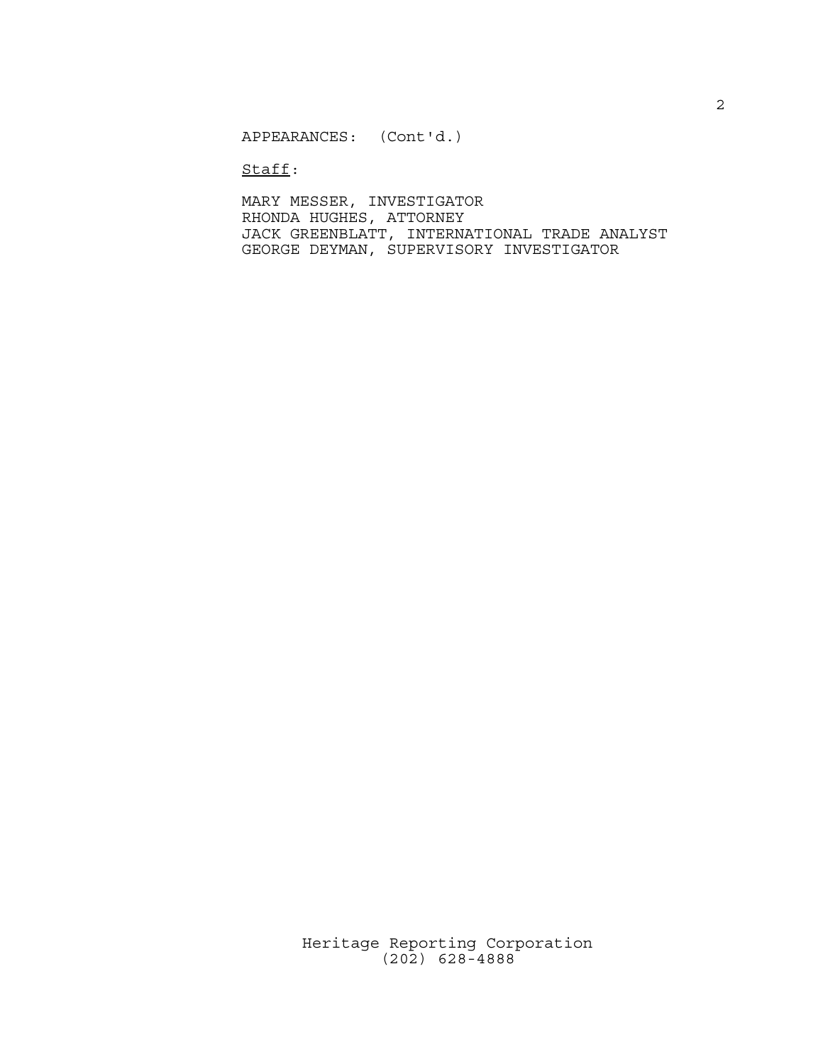APPEARANCES: (Cont'd.)

<u>Staff</u>:

MARY MESSER, INVESTIGATOR
RHONDA HUGHES, ATTORNEY
JACK GREENBLATT, INTERNATIONAL TRADE ANALYST
GEORGE DEYMAN, SUPERVISORY INVESTIGATOR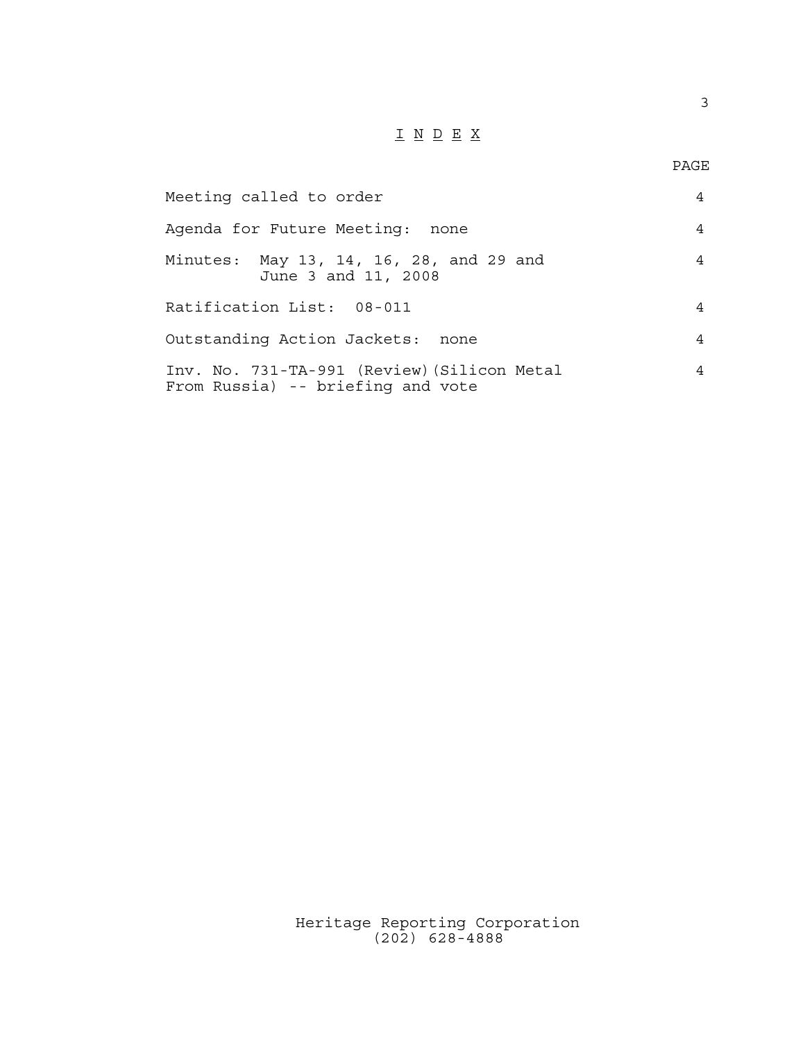# I N D E X

| | PAGE |
|---|---|
| Meeting called to order | 4 |
| Agenda for Future Meeting: none | 4 |
| Minutes: May 13, 14, 16, 28, and 29 and June 3 and 11, 2008 | 4 |
| Ratification List: 08-011 | 4 |
| Outstanding Action Jackets: none | 4 |
| Inv. No. 731-TA-991 (Review)(Silicon Metal From Russia) -- briefing and vote | 4 |

Heritage Reporting Corporation
(202) 628-4888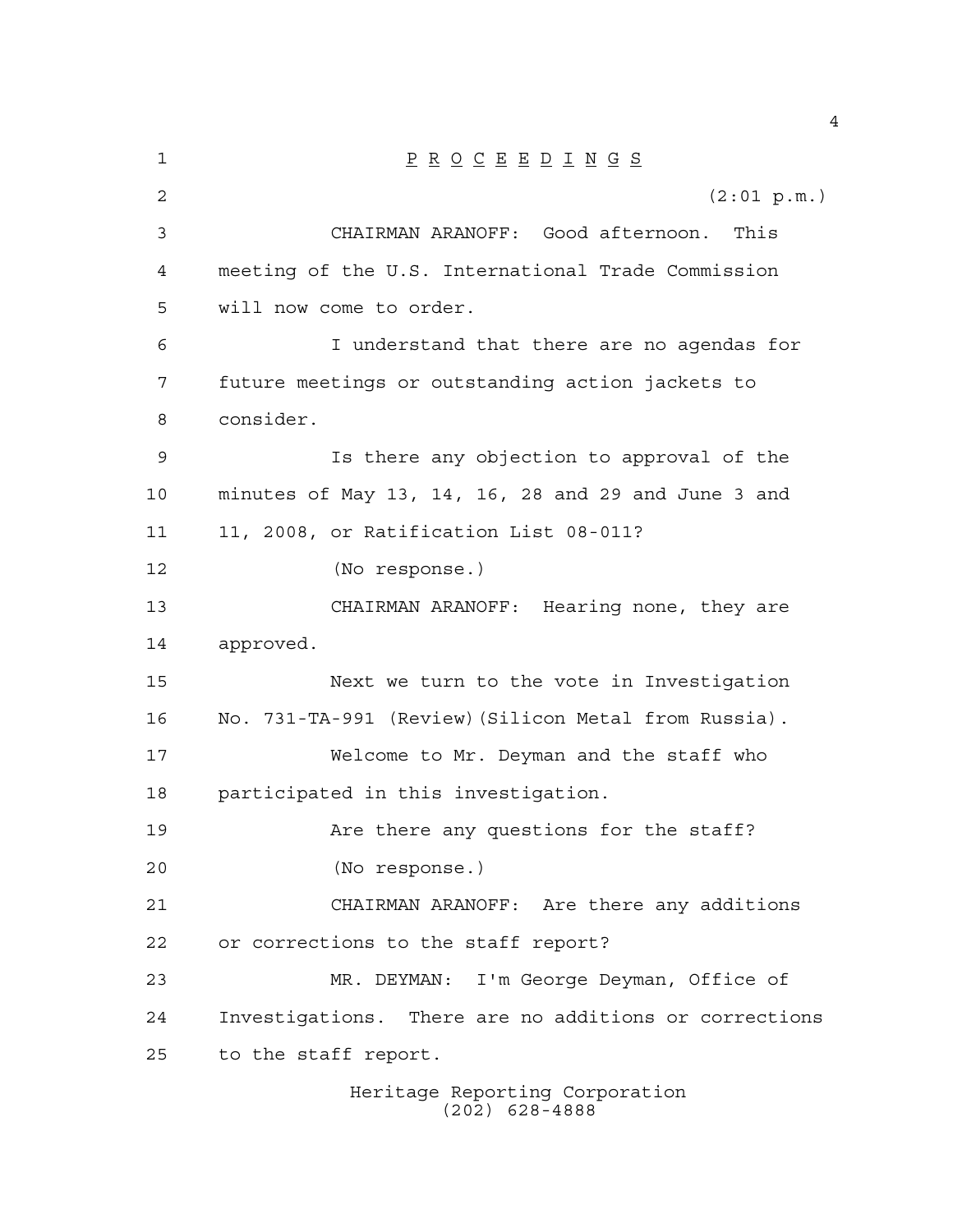P R O C E E D I N G S

(2:01 p.m.)

CHAIRMAN ARANOFF: Good afternoon. This meeting of the U.S. International Trade Commission will now come to order.

I understand that there are no agendas for future meetings or outstanding action jackets to consider.

Is there any objection to approval of the minutes of May 13, 14, 16, 28 and 29 and June 3 and 11, 2008, or Ratification List 08-011?

(No response.)

CHAIRMAN ARANOFF: Hearing none, they are approved.

Next we turn to the vote in Investigation No. 731-TA-991 (Review)(Silicon Metal from Russia).

Welcome to Mr. Deyman and the staff who participated in this investigation.

Are there any questions for the staff?

(No response.)

CHAIRMAN ARANOFF: Are there any additions or corrections to the staff report?

MR. DEYMAN: I'm George Deyman, Office of Investigations. There are no additions or corrections to the staff report.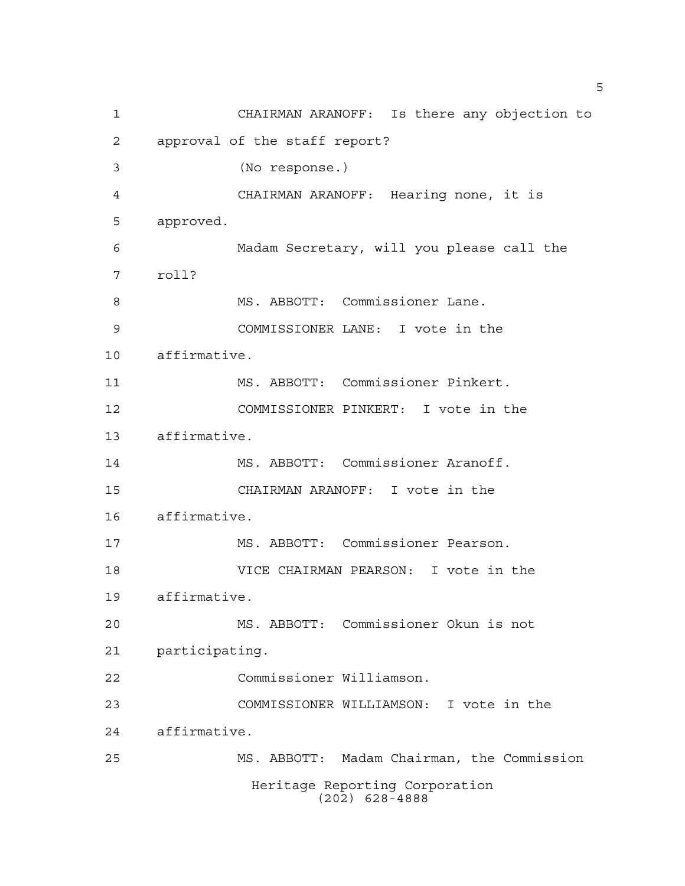CHAIRMAN ARANOFF: Is there any objection to approval of the staff report?

(No response.)

CHAIRMAN ARANOFF: Hearing none, it is approved.

Madam Secretary, will you please call the roll?

MS. ABBOTT: Commissioner Lane.

COMMISSIONER LANE: I vote in the affirmative.

MS. ABBOTT: Commissioner Pinkert.

COMMISSIONER PINKERT: I vote in the affirmative.

MS. ABBOTT: Commissioner Aranoff.

CHAIRMAN ARANOFF: I vote in the affirmative.

MS. ABBOTT: Commissioner Pearson.

VICE CHAIRMAN PEARSON: I vote in the affirmative.

MS. ABBOTT: Commissioner Okun is not participating.

Commissioner Williamson.

COMMISSIONER WILLIAMSON: I vote in the affirmative.

MS. ABBOTT: Madam Chairman, the Commission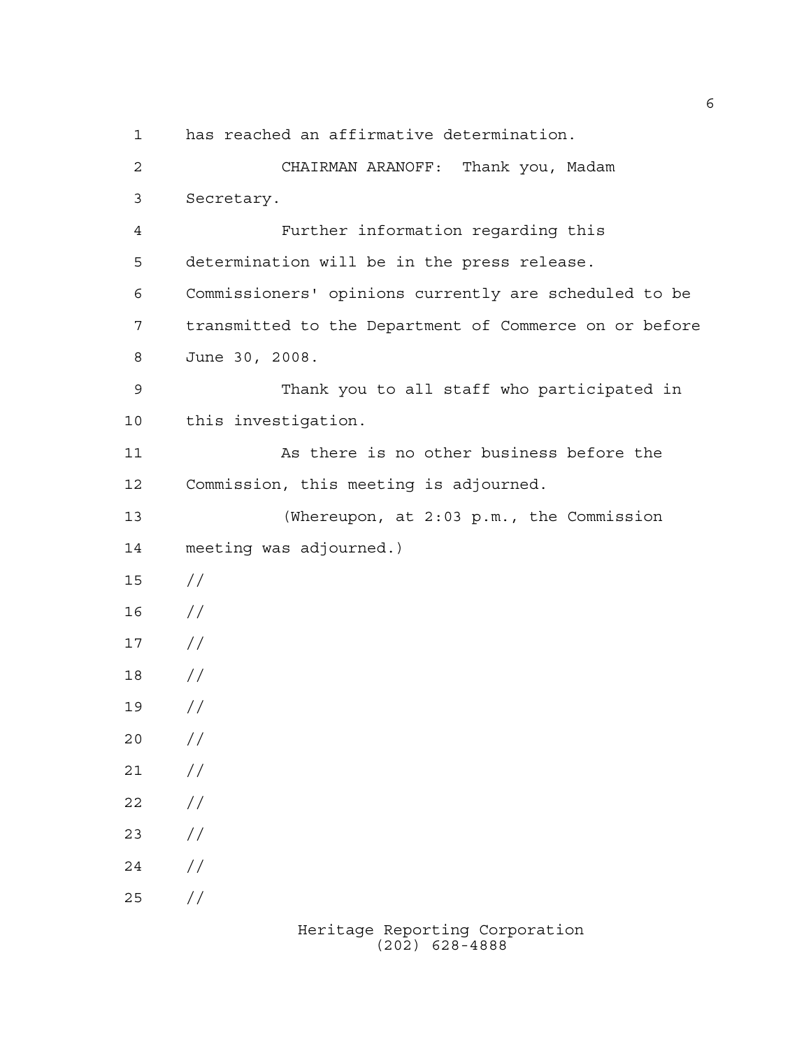has reached an affirmative determination.

CHAIRMAN ARANOFF: Thank you, Madam Secretary.

Further information regarding this determination will be in the press release. Commissioners' opinions currently are scheduled to be transmitted to the Department of Commerce on or before June 30, 2008.

Thank you to all staff who participated in this investigation.

As there is no other business before the Commission, this meeting is adjourned.

(Whereupon, at 2:03 p.m., the Commission meeting was adjourned.)

//

//

//

//

//

//

//

//

//

//

//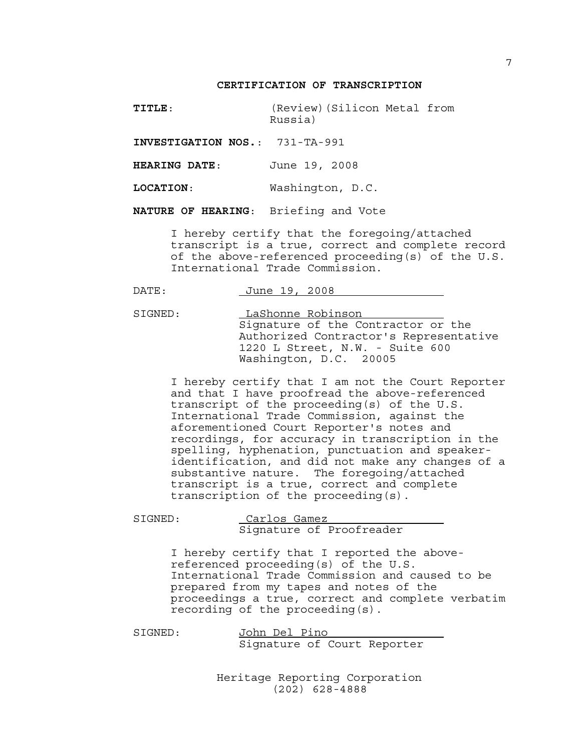## CERTIFICATION OF TRANSCRIPTION

**TITLE**: (Review)(Silicon Metal from Russia)

**INVESTIGATION NOS.**: 731-TA-991

**HEARING DATE**: June 19, 2008

**LOCATION**: Washington, D.C.

**NATURE OF HEARING**: Briefing and Vote

I hereby certify that the foregoing/attached transcript is a true, correct and complete record of the above-referenced proceeding(s) of the U.S. International Trade Commission.

DATE: June 19, 2008

SIGNED: LaShonne Robinson
Signature of the Contractor or the Authorized Contractor's Representative
1220 L Street, N.W. - Suite 600
Washington, D.C. 20005

I hereby certify that I am not the Court Reporter and that I have proofread the above-referenced transcript of the proceeding(s) of the U.S. International Trade Commission, against the aforementioned Court Reporter's notes and recordings, for accuracy in transcription in the spelling, hyphenation, punctuation and speaker-identification, and did not make any changes of a substantive nature. The foregoing/attached transcript is a true, correct and complete transcription of the proceeding(s).

SIGNED: Carlos Gamez
Signature of Proofreader

I hereby certify that I reported the above-referenced proceeding(s) of the U.S. International Trade Commission and caused to be prepared from my tapes and notes of the proceedings a true, correct and complete verbatim recording of the proceeding(s).

SIGNED: John Del Pino
Signature of Court Reporter